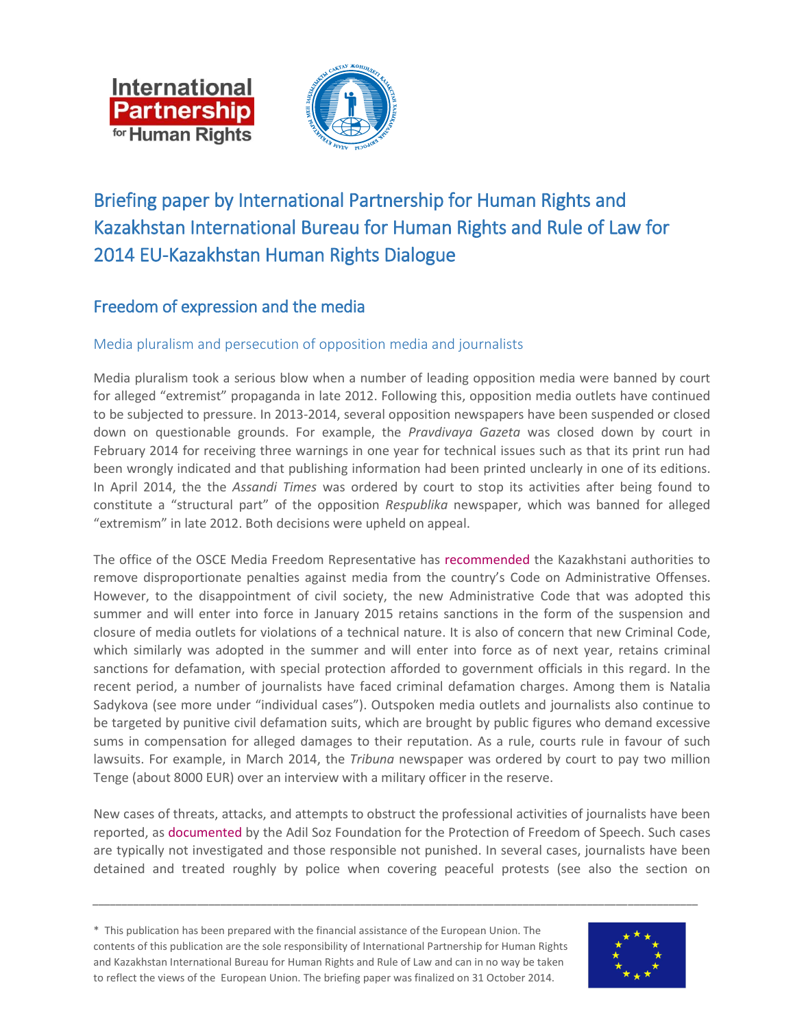# Briefing paper by International Partnership for Human Rights and Kazakhstan International Bureau for Human Rights and Rule of Law for 2014 EU-Kazakhstan Human Rights Dialogue

## Freedom of expression and the media

### Media pluralism and persecution of opposition media and journalists

Media pluralism took a serious blow when a number of leading opposition media were banned by court for alleged "extremist" propaganda in late 2012. Following this, opposition media outlets have continued to be subjected to pressure. In 2013-2014, several opposition newspapers have been suspended or closed down on questionable grounds. For example, the *Pravdivaya Gazeta* was closed down by court in February 2014 for receiving three warnings in one year for technical issues such as that its print run had been wrongly indicated and that publishing information had been printed unclearly in one of its editions. In April 2014, the the *Assandi Times* was ordered by court to stop its activities after being found to constitute a "structural part" of the opposition *Respublika* newspaper, which was banned for alleged "extremism" in late 2012. Both decisions were upheld on appeal.

The office of the OSCE Media Freedom Representative has recommended the Kazakhstani authorities to remove disproportionate penalties against media from the country's Code on Administrative Offenses. However, to the disappointment of civil society, the new Administrative Code that was adopted this summer and will enter into force in January 2015 retains sanctions in the form of the suspension and closure of media outlets for violations of a technical nature. It is also of concern that new Criminal Code, which similarly was adopted in the summer and will enter into force as of next year, retains criminal sanctions for defamation, with special protection afforded to government officials in this regard. In the recent period, a number of journalists have faced criminal defamation charges. Among them is Natalia Sadykova (see more under "individual cases"). Outspoken media outlets and journalists also continue to be targeted by punitive civil defamation suits, which are brought by public figures who demand excessive sums in compensation for alleged damages to their reputation. As a rule, courts rule in favour of such lawsuits. For example, in March 2014, the *Tribuna* newspaper was ordered by court to pay two million Tenge (about 8000 EUR) over an interview with a military officer in the reserve.

New cases of threats, attacks, and attempts to obstruct the professional activities of journalists have been reported, as documented by the Adil Soz Foundation for the Protection of Freedom of Speech. Such cases are typically not investigated and those responsible not punished. In several cases, journalists have been detained and treated roughly by police when covering peaceful protests (see also the section on

---

\* This publication has been prepared with the financial assistance of the European Union. The contents of this publication are the sole responsibility of International Partnership for Human Rights and Kazakhstan International Bureau for Human Rights and Rule of Law and can in no way be taken to reflect the views of the European Union. The briefing paper was finalized on 31 October 2014.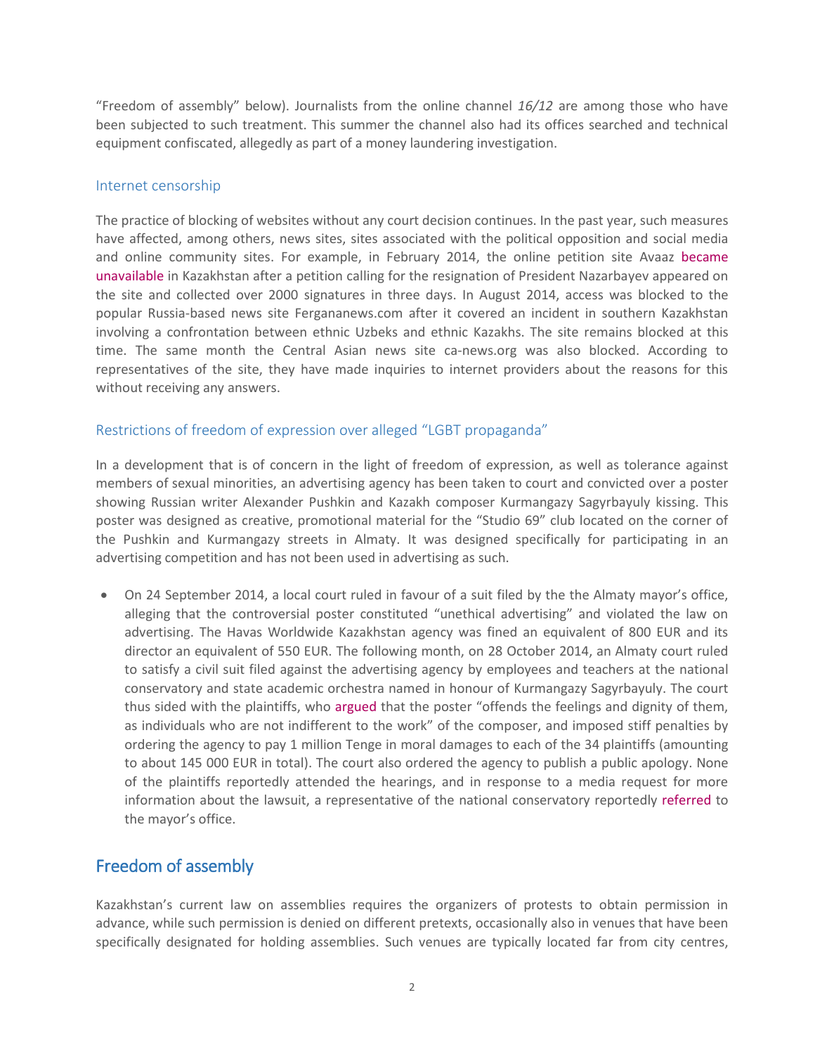"Freedom of assembly" below). Journalists from the online channel *16/12* are among those who have been subjected to such treatment. This summer the channel also had its offices searched and technical equipment confiscated, allegedly as part of a money laundering investigation.

### Internet censorship

The practice of blocking of websites without any court decision continues. In the past year, such measures have affected, among others, news sites, sites associated with the political opposition and social media and online community sites. For example, in February 2014, the online petition site Avaaz became unavailable in Kazakhstan after a petition calling for the resignation of President Nazarbayev appeared on the site and collected over 2000 signatures in three days. In August 2014, access was blocked to the popular Russia-based news site Fergananews.com after it covered an incident in southern Kazakhstan involving a confrontation between ethnic Uzbeks and ethnic Kazakhs. The site remains blocked at this time. The same month the Central Asian news site ca-news.org was also blocked. According to representatives of the site, they have made inquiries to internet providers about the reasons for this without receiving any answers.

### Restrictions of freedom of expression over alleged "LGBT propaganda"

In a development that is of concern in the light of freedom of expression, as well as tolerance against members of sexual minorities, an advertising agency has been taken to court and convicted over a poster showing Russian writer Alexander Pushkin and Kazakh composer Kurmangazy Sagyrbayuly kissing. This poster was designed as creative, promotional material for the "Studio 69" club located on the corner of the Pushkin and Kurmangazy streets in Almaty. It was designed specifically for participating in an advertising competition and has not been used in advertising as such.

- On 24 September 2014, a local court ruled in favour of a suit filed by the the Almaty mayor's office, alleging that the controversial poster constituted "unethical advertising" and violated the law on advertising. The Havas Worldwide Kazakhstan agency was fined an equivalent of 800 EUR and its director an equivalent of 550 EUR. The following month, on 28 October 2014, an Almaty court ruled to satisfy a civil suit filed against the advertising agency by employees and teachers at the national conservatory and state academic orchestra named in honour of Kurmangazy Sagyrbayuly. The court thus sided with the plaintiffs, who argued that the poster "offends the feelings and dignity of them, as individuals who are not indifferent to the work" of the composer, and imposed stiff penalties by ordering the agency to pay 1 million Tenge in moral damages to each of the 34 plaintiffs (amounting to about 145 000 EUR in total). The court also ordered the agency to publish a public apology. None of the plaintiffs reportedly attended the hearings, and in response to a media request for more information about the lawsuit, a representative of the national conservatory reportedly referred to the mayor's office.

## Freedom of assembly

Kazakhstan's current law on assemblies requires the organizers of protests to obtain permission in advance, while such permission is denied on different pretexts, occasionally also in venues that have been specifically designated for holding assemblies. Such venues are typically located far from city centres,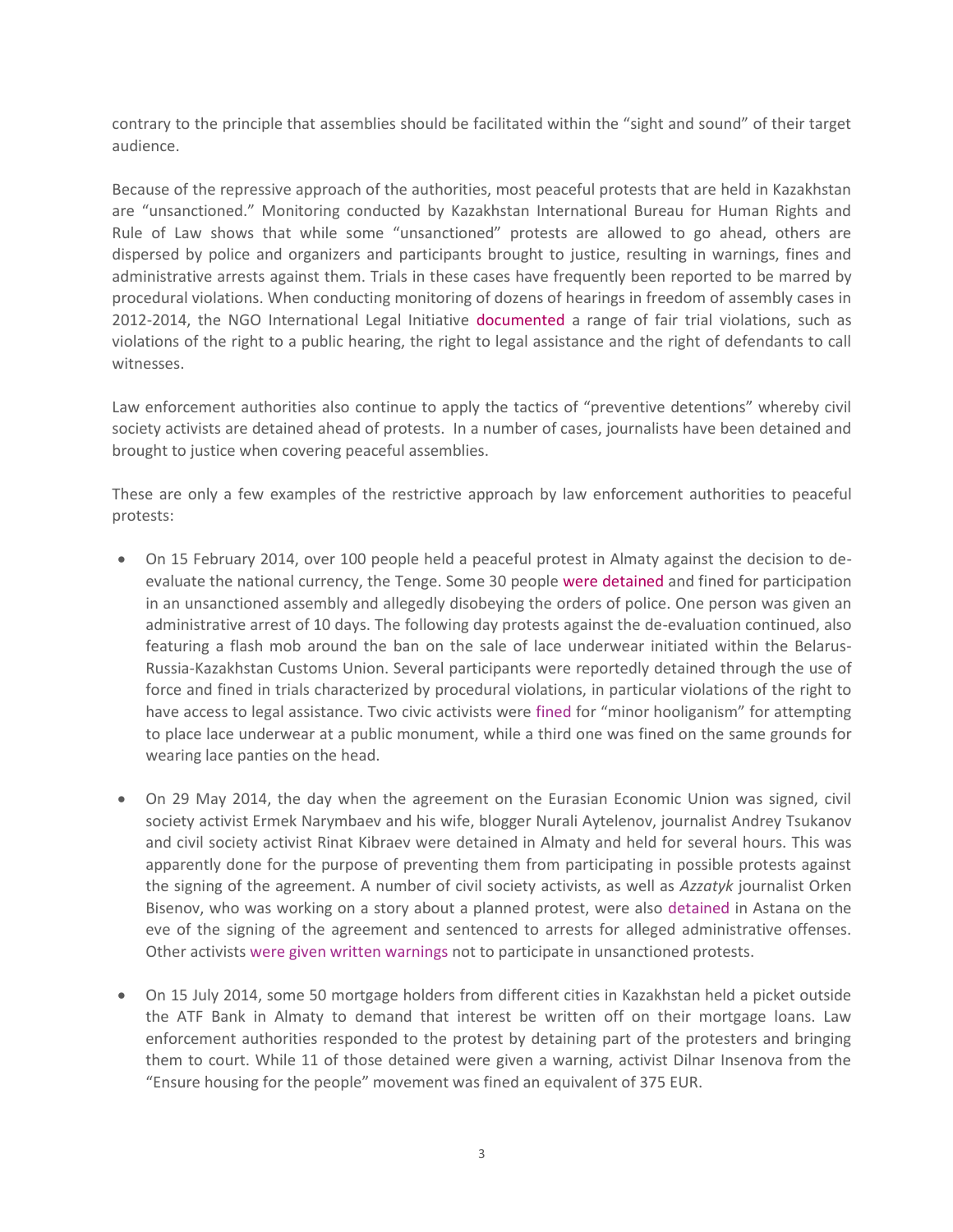contrary to the principle that assemblies should be facilitated within the "sight and sound" of their target audience.

Because of the repressive approach of the authorities, most peaceful protests that are held in Kazakhstan are "unsanctioned." Monitoring conducted by Kazakhstan International Bureau for Human Rights and Rule of Law shows that while some "unsanctioned" protests are allowed to go ahead, others are dispersed by police and organizers and participants brought to justice, resulting in warnings, fines and administrative arrests against them. Trials in these cases have frequently been reported to be marred by procedural violations. When conducting monitoring of dozens of hearings in freedom of assembly cases in 2012-2014, the NGO International Legal Initiative documented a range of fair trial violations, such as violations of the right to a public hearing, the right to legal assistance and the right of defendants to call witnesses.

Law enforcement authorities also continue to apply the tactics of "preventive detentions" whereby civil society activists are detained ahead of protests. In a number of cases, journalists have been detained and brought to justice when covering peaceful assemblies.

These are only a few examples of the restrictive approach by law enforcement authorities to peaceful protests:

- On 15 February 2014, over 100 people held a peaceful protest in Almaty against the decision to de-evaluate the national currency, the Tenge. Some 30 people were detained and fined for participation in an unsanctioned assembly and allegedly disobeying the orders of police. One person was given an administrative arrest of 10 days. The following day protests against the de-evaluation continued, also featuring a flash mob around the ban on the sale of lace underwear initiated within the Belarus-Russia-Kazakhstan Customs Union. Several participants were reportedly detained through the use of force and fined in trials characterized by procedural violations, in particular violations of the right to have access to legal assistance. Two civic activists were fined for "minor hooliganism" for attempting to place lace underwear at a public monument, while a third one was fined on the same grounds for wearing lace panties on the head.

- On 29 May 2014, the day when the agreement on the Eurasian Economic Union was signed, civil society activist Ermek Narymbaev and his wife, blogger Nurali Aytelenov, journalist Andrey Tsukanov and civil society activist Rinat Kibraev were detained in Almaty and held for several hours. This was apparently done for the purpose of preventing them from participating in possible protests against the signing of the agreement. A number of civil society activists, as well as *Azzatyk* journalist Orken Bisenov, who was working on a story about a planned protest, were also detained in Astana on the eve of the signing of the agreement and sentenced to arrests for alleged administrative offenses. Other activists were given written warnings not to participate in unsanctioned protests.

- On 15 July 2014, some 50 mortgage holders from different cities in Kazakhstan held a picket outside the ATF Bank in Almaty to demand that interest be written off on their mortgage loans. Law enforcement authorities responded to the protest by detaining part of the protesters and bringing them to court. While 11 of those detained were given a warning, activist Dilnar Insenova from the "Ensure housing for the people" movement was fined an equivalent of 375 EUR.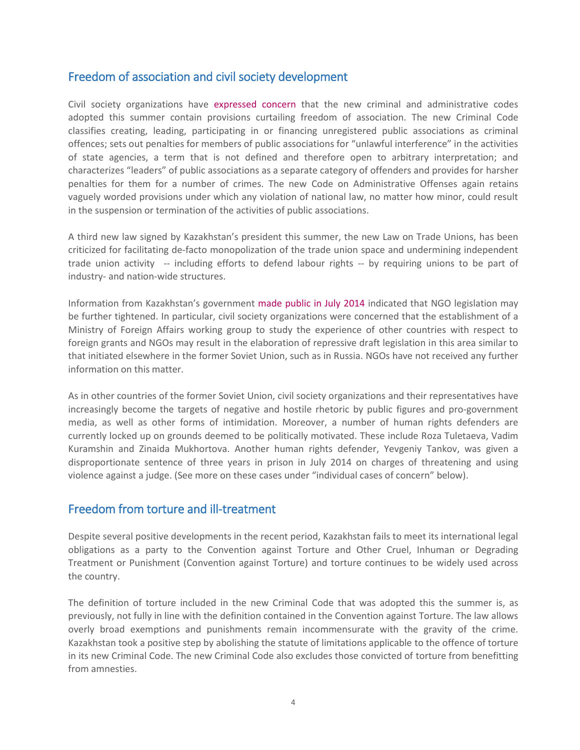## Freedom of association and civil society development

Civil society organizations have expressed concern that the new criminal and administrative codes adopted this summer contain provisions curtailing freedom of association. The new Criminal Code classifies creating, leading, participating in or financing unregistered public associations as criminal offences; sets out penalties for members of public associations for "unlawful interference" in the activities of state agencies, a term that is not defined and therefore open to arbitrary interpretation; and characterizes "leaders" of public associations as a separate category of offenders and provides for harsher penalties for them for a number of crimes. The new Code on Administrative Offenses again retains vaguely worded provisions under which any violation of national law, no matter how minor, could result in the suspension or termination of the activities of public associations.

A third new law signed by Kazakhstan's president this summer, the new Law on Trade Unions, has been criticized for facilitating de-facto monopolization of the trade union space and undermining independent trade union activity -- including efforts to defend labour rights -- by requiring unions to be part of industry- and nation-wide structures.

Information from Kazakhstan's government made public in July 2014 indicated that NGO legislation may be further tightened. In particular, civil society organizations were concerned that the establishment of a Ministry of Foreign Affairs working group to study the experience of other countries with respect to foreign grants and NGOs may result in the elaboration of repressive draft legislation in this area similar to that initiated elsewhere in the former Soviet Union, such as in Russia. NGOs have not received any further information on this matter.

As in other countries of the former Soviet Union, civil society organizations and their representatives have increasingly become the targets of negative and hostile rhetoric by public figures and pro-government media, as well as other forms of intimidation. Moreover, a number of human rights defenders are currently locked up on grounds deemed to be politically motivated. These include Roza Tuletaeva, Vadim Kuramshin and Zinaida Mukhortova. Another human rights defender, Yevgeniy Tankov, was given a disproportionate sentence of three years in prison in July 2014 on charges of threatening and using violence against a judge. (See more on these cases under "individual cases of concern" below).

## Freedom from torture and ill-treatment

Despite several positive developments in the recent period, Kazakhstan fails to meet its international legal obligations as a party to the Convention against Torture and Other Cruel, Inhuman or Degrading Treatment or Punishment (Convention against Torture) and torture continues to be widely used across the country.

The definition of torture included in the new Criminal Code that was adopted this the summer is, as previously, not fully in line with the definition contained in the Convention against Torture. The law allows overly broad exemptions and punishments remain incommensurate with the gravity of the crime. Kazakhstan took a positive step by abolishing the statute of limitations applicable to the offence of torture in its new Criminal Code. The new Criminal Code also excludes those convicted of torture from benefitting from amnesties.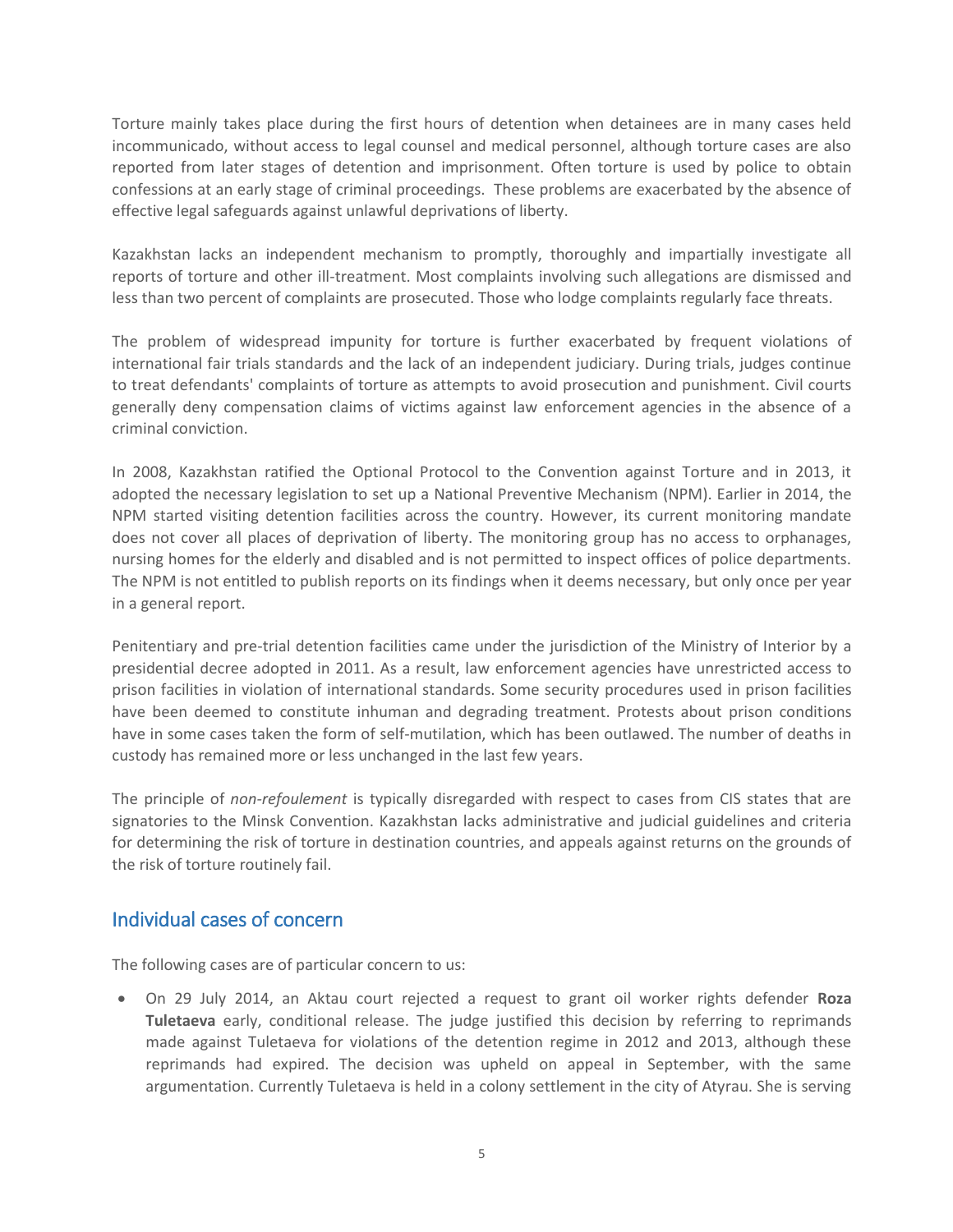Torture mainly takes place during the first hours of detention when detainees are in many cases held incommunicado, without access to legal counsel and medical personnel, although torture cases are also reported from later stages of detention and imprisonment. Often torture is used by police to obtain confessions at an early stage of criminal proceedings. These problems are exacerbated by the absence of effective legal safeguards against unlawful deprivations of liberty.

Kazakhstan lacks an independent mechanism to promptly, thoroughly and impartially investigate all reports of torture and other ill-treatment. Most complaints involving such allegations are dismissed and less than two percent of complaints are prosecuted. Those who lodge complaints regularly face threats.

The problem of widespread impunity for torture is further exacerbated by frequent violations of international fair trials standards and the lack of an independent judiciary. During trials, judges continue to treat defendants' complaints of torture as attempts to avoid prosecution and punishment. Civil courts generally deny compensation claims of victims against law enforcement agencies in the absence of a criminal conviction.

In 2008, Kazakhstan ratified the Optional Protocol to the Convention against Torture and in 2013, it adopted the necessary legislation to set up a National Preventive Mechanism (NPM). Earlier in 2014, the NPM started visiting detention facilities across the country. However, its current monitoring mandate does not cover all places of deprivation of liberty. The monitoring group has no access to orphanages, nursing homes for the elderly and disabled and is not permitted to inspect offices of police departments. The NPM is not entitled to publish reports on its findings when it deems necessary, but only once per year in a general report.

Penitentiary and pre-trial detention facilities came under the jurisdiction of the Ministry of Interior by a presidential decree adopted in 2011. As a result, law enforcement agencies have unrestricted access to prison facilities in violation of international standards. Some security procedures used in prison facilities have been deemed to constitute inhuman and degrading treatment. Protests about prison conditions have in some cases taken the form of self-mutilation, which has been outlawed. The number of deaths in custody has remained more or less unchanged in the last few years.

The principle of *non-refoulement* is typically disregarded with respect to cases from CIS states that are signatories to the Minsk Convention. Kazakhstan lacks administrative and judicial guidelines and criteria for determining the risk of torture in destination countries, and appeals against returns on the grounds of the risk of torture routinely fail.

## Individual cases of concern

The following cases are of particular concern to us:

- On 29 July 2014, an Aktau court rejected a request to grant oil worker rights defender **Roza Tuletaeva** early, conditional release. The judge justified this decision by referring to reprimands made against Tuletaeva for violations of the detention regime in 2012 and 2013, although these reprimands had expired. The decision was upheld on appeal in September, with the same argumentation. Currently Tuletaeva is held in a colony settlement in the city of Atyrau. She is serving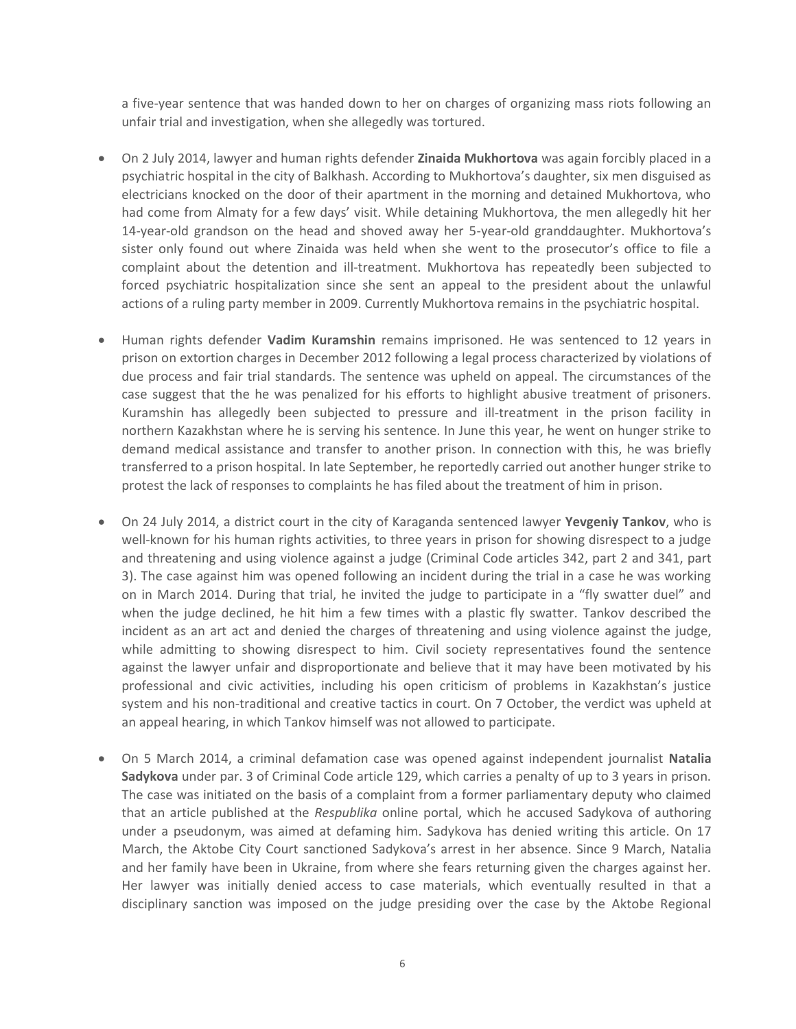a five-year sentence that was handed down to her on charges of organizing mass riots following an unfair trial and investigation, when she allegedly was tortured.

- On 2 July 2014, lawyer and human rights defender **Zinaida Mukhortova** was again forcibly placed in a psychiatric hospital in the city of Balkhash. According to Mukhortova's daughter, six men disguised as electricians knocked on the door of their apartment in the morning and detained Mukhortova, who had come from Almaty for a few days' visit. While detaining Mukhortova, the men allegedly hit her 14-year-old grandson on the head and shoved away her 5-year-old granddaughter. Mukhortova's sister only found out where Zinaida was held when she went to the prosecutor's office to file a complaint about the detention and ill-treatment. Mukhortova has repeatedly been subjected to forced psychiatric hospitalization since she sent an appeal to the president about the unlawful actions of a ruling party member in 2009. Currently Mukhortova remains in the psychiatric hospital.

- Human rights defender **Vadim Kuramshin** remains imprisoned. He was sentenced to 12 years in prison on extortion charges in December 2012 following a legal process characterized by violations of due process and fair trial standards. The sentence was upheld on appeal. The circumstances of the case suggest that the he was penalized for his efforts to highlight abusive treatment of prisoners. Kuramshin has allegedly been subjected to pressure and ill-treatment in the prison facility in northern Kazakhstan where he is serving his sentence. In June this year, he went on hunger strike to demand medical assistance and transfer to another prison. In connection with this, he was briefly transferred to a prison hospital. In late September, he reportedly carried out another hunger strike to protest the lack of responses to complaints he has filed about the treatment of him in prison.

- On 24 July 2014, a district court in the city of Karaganda sentenced lawyer **Yevgeniy Tankov**, who is well-known for his human rights activities, to three years in prison for showing disrespect to a judge and threatening and using violence against a judge (Criminal Code articles 342, part 2 and 341, part 3). The case against him was opened following an incident during the trial in a case he was working on in March 2014. During that trial, he invited the judge to participate in a "fly swatter duel" and when the judge declined, he hit him a few times with a plastic fly swatter. Tankov described the incident as an art act and denied the charges of threatening and using violence against the judge, while admitting to showing disrespect to him. Civil society representatives found the sentence against the lawyer unfair and disproportionate and believe that it may have been motivated by his professional and civic activities, including his open criticism of problems in Kazakhstan's justice system and his non-traditional and creative tactics in court. On 7 October, the verdict was upheld at an appeal hearing, in which Tankov himself was not allowed to participate.

- On 5 March 2014, a criminal defamation case was opened against independent journalist **Natalia Sadykova** under par. 3 of Criminal Code article 129, which carries a penalty of up to 3 years in prison. The case was initiated on the basis of a complaint from a former parliamentary deputy who claimed that an article published at the *Respublika* online portal, which he accused Sadykova of authoring under a pseudonym, was aimed at defaming him. Sadykova has denied writing this article. On 17 March, the Aktobe City Court sanctioned Sadykova's arrest in her absence. Since 9 March, Natalia and her family have been in Ukraine, from where she fears returning given the charges against her. Her lawyer was initially denied access to case materials, which eventually resulted in that a disciplinary sanction was imposed on the judge presiding over the case by the Aktobe Regional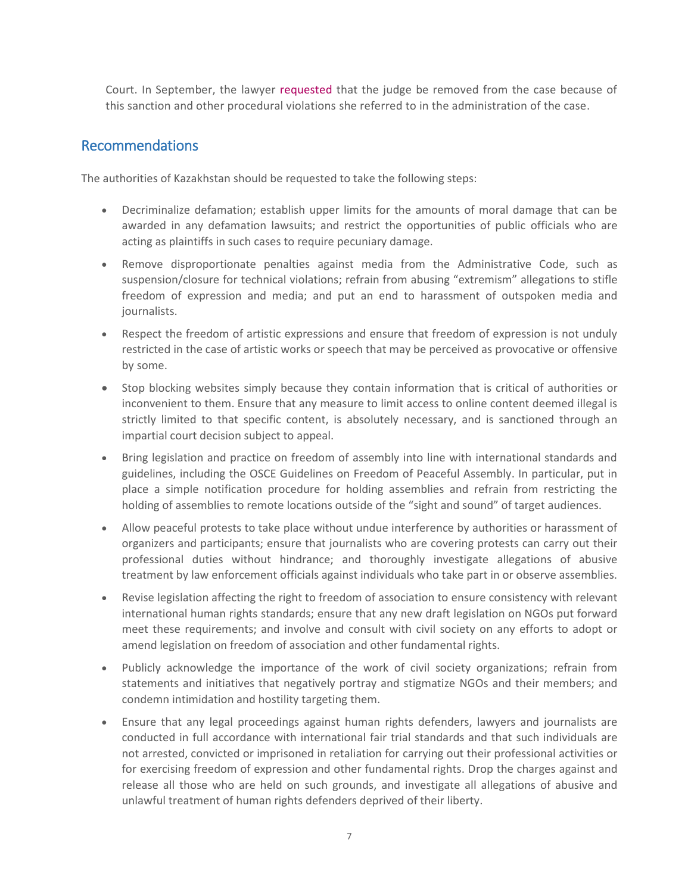Court. In September, the lawyer requested that the judge be removed from the case because of this sanction and other procedural violations she referred to in the administration of the case.

## Recommendations

The authorities of Kazakhstan should be requested to take the following steps:

- Decriminalize defamation; establish upper limits for the amounts of moral damage that can be awarded in any defamation lawsuits; and restrict the opportunities of public officials who are acting as plaintiffs in such cases to require pecuniary damage.
- Remove disproportionate penalties against media from the Administrative Code, such as suspension/closure for technical violations; refrain from abusing "extremism" allegations to stifle freedom of expression and media; and put an end to harassment of outspoken media and journalists.
- Respect the freedom of artistic expressions and ensure that freedom of expression is not unduly restricted in the case of artistic works or speech that may be perceived as provocative or offensive by some.
- Stop blocking websites simply because they contain information that is critical of authorities or inconvenient to them. Ensure that any measure to limit access to online content deemed illegal is strictly limited to that specific content, is absolutely necessary, and is sanctioned through an impartial court decision subject to appeal.
- Bring legislation and practice on freedom of assembly into line with international standards and guidelines, including the OSCE Guidelines on Freedom of Peaceful Assembly. In particular, put in place a simple notification procedure for holding assemblies and refrain from restricting the holding of assemblies to remote locations outside of the "sight and sound" of target audiences.
- Allow peaceful protests to take place without undue interference by authorities or harassment of organizers and participants; ensure that journalists who are covering protests can carry out their professional duties without hindrance; and thoroughly investigate allegations of abusive treatment by law enforcement officials against individuals who take part in or observe assemblies.
- Revise legislation affecting the right to freedom of association to ensure consistency with relevant international human rights standards; ensure that any new draft legislation on NGOs put forward meet these requirements; and involve and consult with civil society on any efforts to adopt or amend legislation on freedom of association and other fundamental rights.
- Publicly acknowledge the importance of the work of civil society organizations; refrain from statements and initiatives that negatively portray and stigmatize NGOs and their members; and condemn intimidation and hostility targeting them.
- Ensure that any legal proceedings against human rights defenders, lawyers and journalists are conducted in full accordance with international fair trial standards and that such individuals are not arrested, convicted or imprisoned in retaliation for carrying out their professional activities or for exercising freedom of expression and other fundamental rights. Drop the charges against and release all those who are held on such grounds, and investigate all allegations of abusive and unlawful treatment of human rights defenders deprived of their liberty.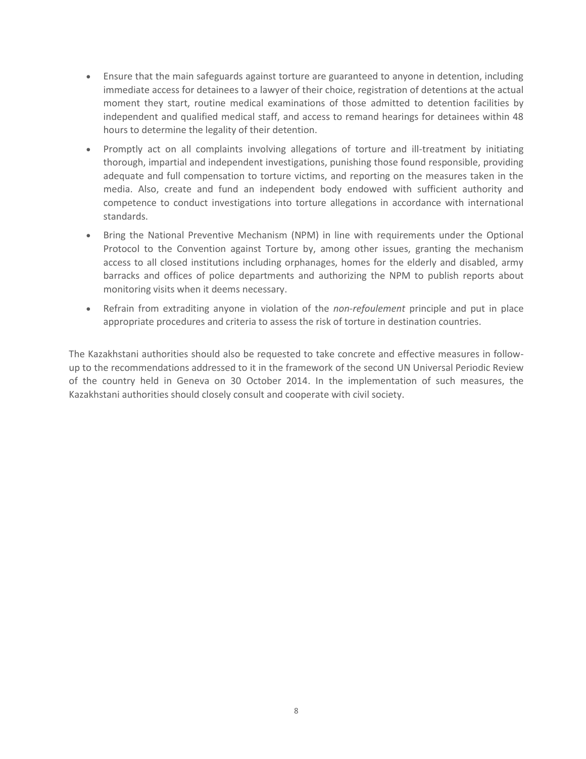- Ensure that the main safeguards against torture are guaranteed to anyone in detention, including immediate access for detainees to a lawyer of their choice, registration of detentions at the actual moment they start, routine medical examinations of those admitted to detention facilities by independent and qualified medical staff, and access to remand hearings for detainees within 48 hours to determine the legality of their detention.
- Promptly act on all complaints involving allegations of torture and ill-treatment by initiating thorough, impartial and independent investigations, punishing those found responsible, providing adequate and full compensation to torture victims, and reporting on the measures taken in the media. Also, create and fund an independent body endowed with sufficient authority and competence to conduct investigations into torture allegations in accordance with international standards.
- Bring the National Preventive Mechanism (NPM) in line with requirements under the Optional Protocol to the Convention against Torture by, among other issues, granting the mechanism access to all closed institutions including orphanages, homes for the elderly and disabled, army barracks and offices of police departments and authorizing the NPM to publish reports about monitoring visits when it deems necessary.
- Refrain from extraditing anyone in violation of the *non-refoulement* principle and put in place appropriate procedures and criteria to assess the risk of torture in destination countries.

The Kazakhstani authorities should also be requested to take concrete and effective measures in follow-up to the recommendations addressed to it in the framework of the second UN Universal Periodic Review of the country held in Geneva on 30 October 2014. In the implementation of such measures, the Kazakhstani authorities should closely consult and cooperate with civil society.